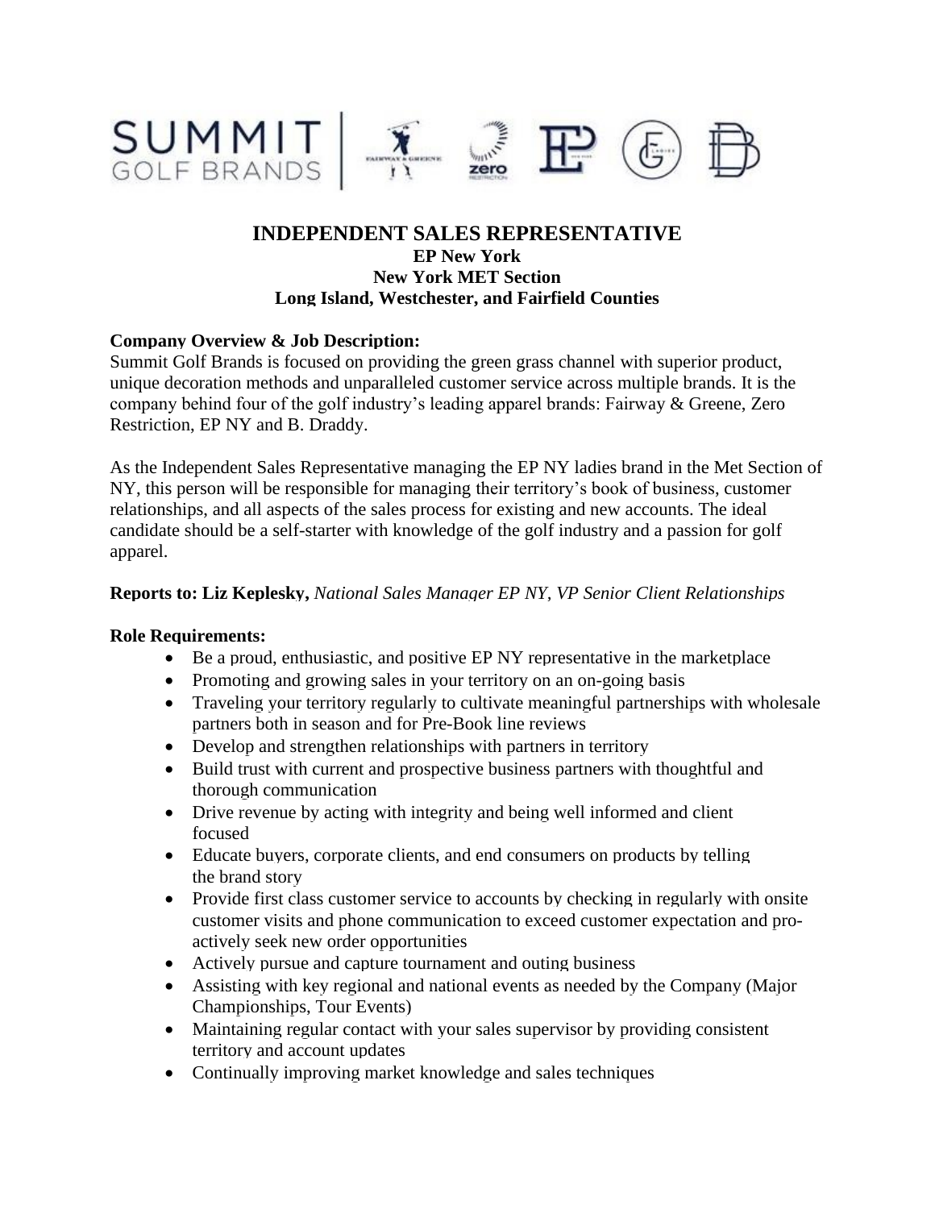# INDEPENDENT SALES REPRESENTATIVE

## EP New York

## New York MET Section

## Long Island, Westchester, and Fairfield Counties

**Company Overview & Job Description:**

Summit Golf Brands is focused on providing the green grass channel with superior product, unique decoration methods and unparalleled customer service across multiple brands. It is the company behind four of the golf industry's leading apparel brands: Fairway & Greene, Zero Restriction, EP NY and B. Draddy.

As the Independent Sales Representative managing the EP NY ladies brand in the Met Section of NY, this person will be responsible for managing their territory's book of business, customer relationships, and all aspects of the sales process for existing and new accounts. The ideal candidate should be a self-starter with knowledge of the golf industry and a passion for golf apparel.

**Reports to: Liz Keplesky,** *National Sales Manager EP NY, VP Senior Client Relationships*

**Role Requirements:**

- Be a proud, enthusiastic, and positive EP NY representative in the marketplace
- Promoting and growing sales in your territory on an on-going basis
- Traveling your territory regularly to cultivate meaningful partnerships with wholesale partners both in season and for Pre-Book line reviews
- Develop and strengthen relationships with partners in territory
- Build trust with current and prospective business partners with thoughtful and thorough communication
- Drive revenue by acting with integrity and being well informed and client focused
- Educate buyers, corporate clients, and end consumers on products by telling the brand story
- Provide first class customer service to accounts by checking in regularly with onsite customer visits and phone communication to exceed customer expectation and pro-actively seek new order opportunities
- Actively pursue and capture tournament and outing business
- Assisting with key regional and national events as needed by the Company (Major Championships, Tour Events)
- Maintaining regular contact with your sales supervisor by providing consistent territory and account updates
- Continually improving market knowledge and sales techniques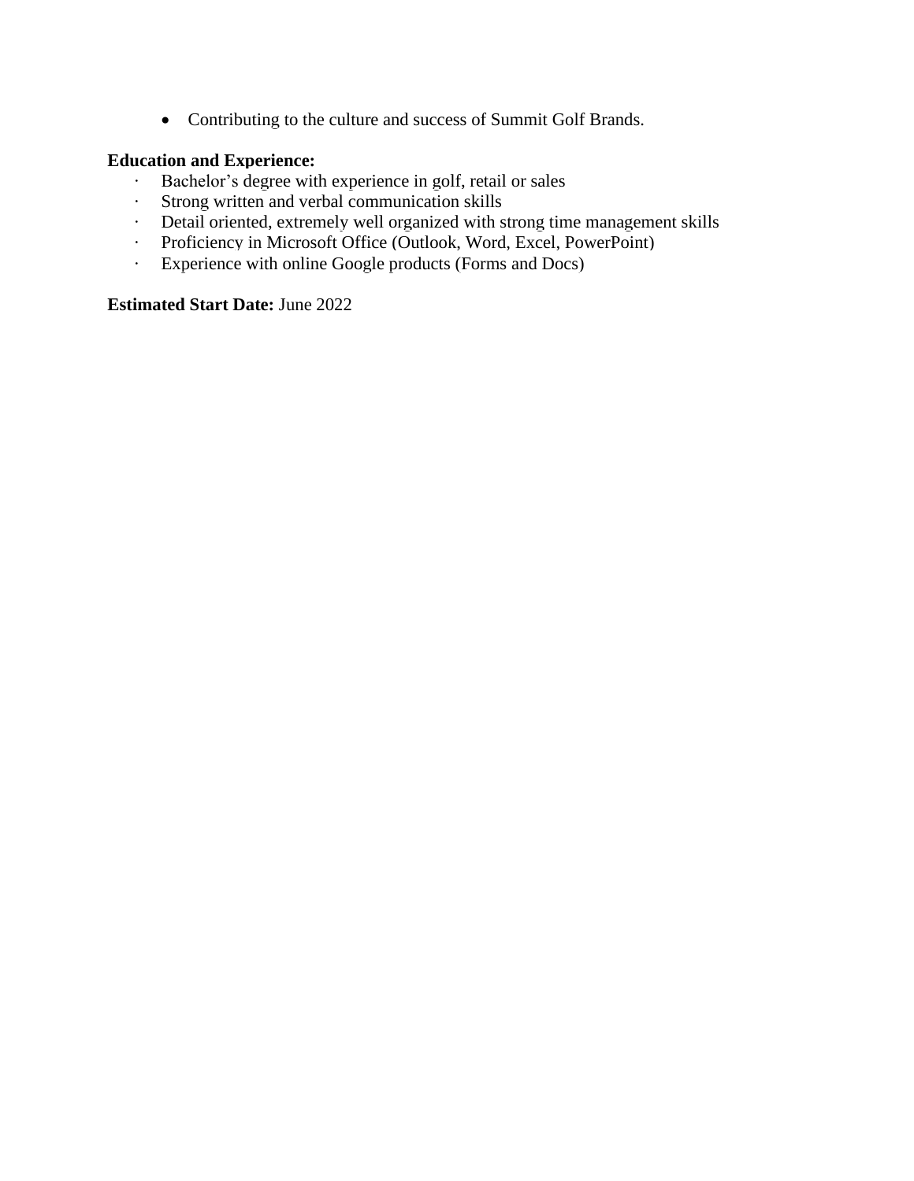- Contributing to the culture and success of Summit Golf Brands.

**Education and Experience:**

- Bachelor's degree with experience in golf, retail or sales
- Strong written and verbal communication skills
- Detail oriented, extremely well organized with strong time management skills
- Proficiency in Microsoft Office (Outlook, Word, Excel, PowerPoint)
- Experience with online Google products (Forms and Docs)

**Estimated Start Date:** June 2022